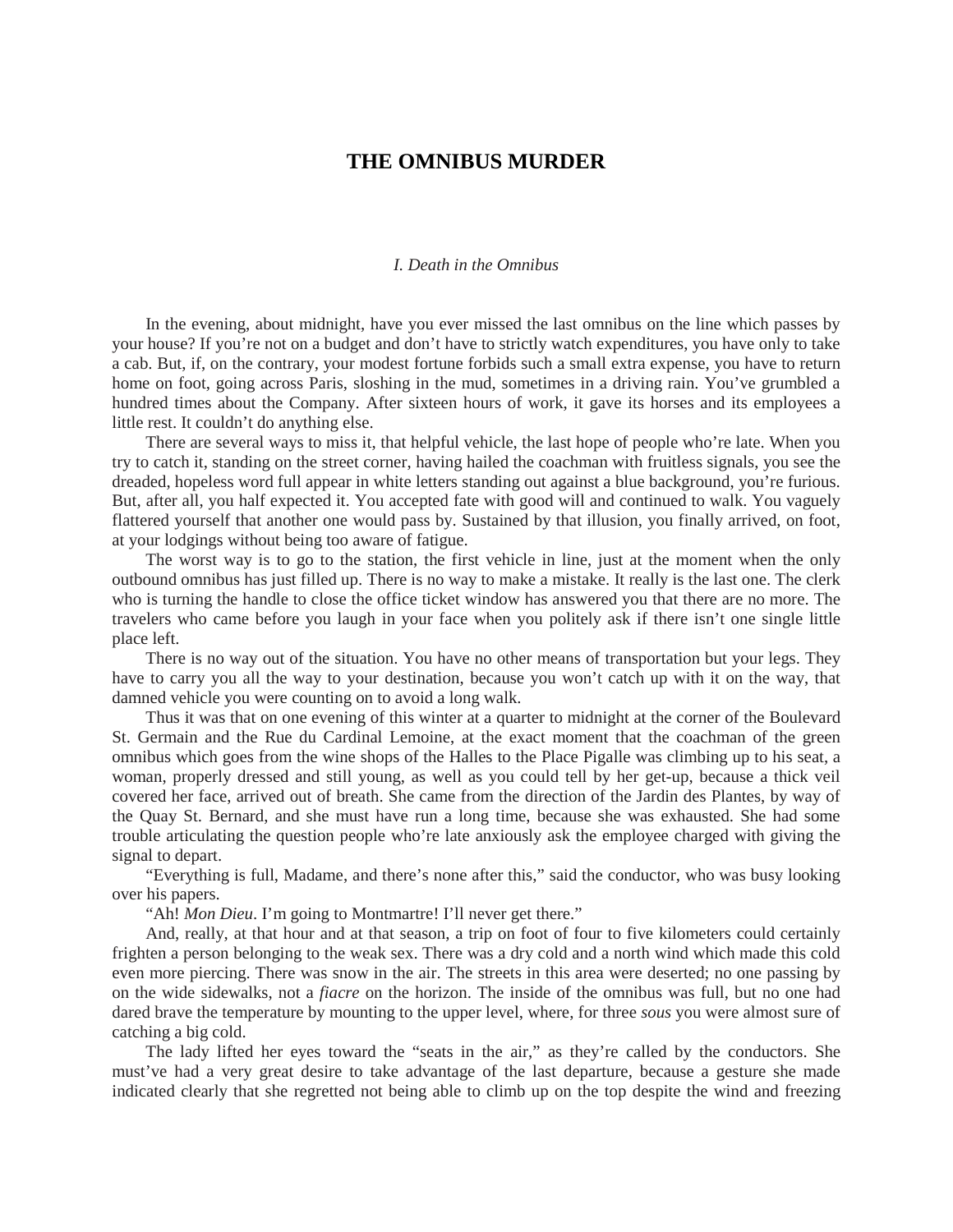# THE OMNIBUS MURDER

## *I. Death in the Omnibus*

In the evening, about midnight, have you ever missed the last omnibus on the line which passes by your house? If you're not on a budget and don't have to strictly watch expenditures, you have only to take a cab. But, if, on the contrary, your modest fortune forbids such a small extra expense, you have to return home on foot, going across Paris, sloshing in the mud, sometimes in a driving rain. You've grumbled a hundred times about the Company. After sixteen hours of work, it gave its horses and its employees a little rest. It couldn't do anything else.

There are several ways to miss it, that helpful vehicle, the last hope of people who're late. When you try to catch it, standing on the street corner, having hailed the coachman with fruitless signals, you see the dreaded, hopeless word full appear in white letters standing out against a blue background, you're furious. But, after all, you half expected it. You accepted fate with good will and continued to walk. You vaguely flattered yourself that another one would pass by. Sustained by that illusion, you finally arrived, on foot, at your lodgings without being too aware of fatigue.

The worst way is to go to the station, the first vehicle in line, just at the moment when the only outbound omnibus has just filled up. There is no way to make a mistake. It really is the last one. The clerk who is turning the handle to close the office ticket window has answered you that there are no more. The travelers who came before you laugh in your face when you politely ask if there isn't one single little place left.

There is no way out of the situation. You have no other means of transportation but your legs. They have to carry you all the way to your destination, because you won't catch up with it on the way, that damned vehicle you were counting on to avoid a long walk.

Thus it was that on one evening of this winter at a quarter to midnight at the corner of the Boulevard St. Germain and the Rue du Cardinal Lemoine, at the exact moment that the coachman of the green omnibus which goes from the wine shops of the Halles to the Place Pigalle was climbing up to his seat, a woman, properly dressed and still young, as well as you could tell by her get-up, because a thick veil covered her face, arrived out of breath. She came from the direction of the Jardin des Plantes, by way of the Quay St. Bernard, and she must have run a long time, because she was exhausted. She had some trouble articulating the question people who're late anxiously ask the employee charged with giving the signal to depart.

"Everything is full, Madame, and there's none after this," said the conductor, who was busy looking over his papers.

"Ah! *Mon Dieu*. I'm going to Montmartre! I'll never get there."

And, really, at that hour and at that season, a trip on foot of four to five kilometers could certainly frighten a person belonging to the weak sex. There was a dry cold and a north wind which made this cold even more piercing. There was snow in the air. The streets in this area were deserted; no one passing by on the wide sidewalks, not a *fiacre* on the horizon. The inside of the omnibus was full, but no one had dared brave the temperature by mounting to the upper level, where, for three *sous* you were almost sure of catching a big cold.

The lady lifted her eyes toward the "seats in the air," as they're called by the conductors. She must've had a very great desire to take advantage of the last departure, because a gesture she made indicated clearly that she regretted not being able to climb up on the top despite the wind and freezing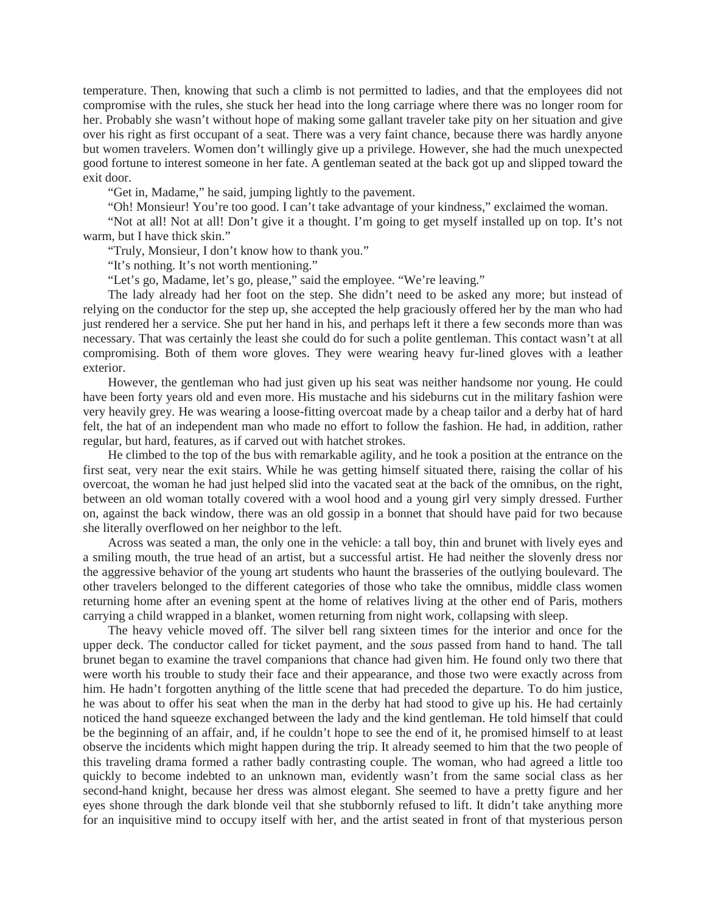temperature. Then, knowing that such a climb is not permitted to ladies, and that the employees did not compromise with the rules, she stuck her head into the long carriage where there was no longer room for her. Probably she wasn't without hope of making some gallant traveler take pity on her situation and give over his right as first occupant of a seat. There was a very faint chance, because there was hardly anyone but women travelers. Women don't willingly give up a privilege. However, she had the much unexpected good fortune to interest someone in her fate. A gentleman seated at the back got up and slipped toward the exit door.

"Get in, Madame," he said, jumping lightly to the pavement.

"Oh! Monsieur! You're too good. I can't take advantage of your kindness," exclaimed the woman.

"Not at all! Not at all! Don't give it a thought. I'm going to get myself installed up on top. It's not warm, but I have thick skin."

"Truly, Monsieur, I don't know how to thank you."

"It's nothing. It's not worth mentioning."

"Let's go, Madame, let's go, please," said the employee. "We're leaving."

The lady already had her foot on the step. She didn't need to be asked any more; but instead of relying on the conductor for the step up, she accepted the help graciously offered her by the man who had just rendered her a service. She put her hand in his, and perhaps left it there a few seconds more than was necessary. That was certainly the least she could do for such a polite gentleman. This contact wasn't at all compromising. Both of them wore gloves. They were wearing heavy fur-lined gloves with a leather exterior.

However, the gentleman who had just given up his seat was neither handsome nor young. He could have been forty years old and even more. His mustache and his sideburns cut in the military fashion were very heavily grey. He was wearing a loose-fitting overcoat made by a cheap tailor and a derby hat of hard felt, the hat of an independent man who made no effort to follow the fashion. He had, in addition, rather regular, but hard, features, as if carved out with hatchet strokes.

He climbed to the top of the bus with remarkable agility, and he took a position at the entrance on the first seat, very near the exit stairs. While he was getting himself situated there, raising the collar of his overcoat, the woman he had just helped slid into the vacated seat at the back of the omnibus, on the right, between an old woman totally covered with a wool hood and a young girl very simply dressed. Further on, against the back window, there was an old gossip in a bonnet that should have paid for two because she literally overflowed on her neighbor to the left.

Across was seated a man, the only one in the vehicle: a tall boy, thin and brunet with lively eyes and a smiling mouth, the true head of an artist, but a successful artist. He had neither the slovenly dress nor the aggressive behavior of the young art students who haunt the brasseries of the outlying boulevard. The other travelers belonged to the different categories of those who take the omnibus, middle class women returning home after an evening spent at the home of relatives living at the other end of Paris, mothers carrying a child wrapped in a blanket, women returning from night work, collapsing with sleep.

The heavy vehicle moved off. The silver bell rang sixteen times for the interior and once for the upper deck. The conductor called for ticket payment, and the *sous* passed from hand to hand. The tall brunet began to examine the travel companions that chance had given him. He found only two there that were worth his trouble to study their face and their appearance, and those two were exactly across from him. He hadn't forgotten anything of the little scene that had preceded the departure. To do him justice, he was about to offer his seat when the man in the derby hat had stood to give up his. He had certainly noticed the hand squeeze exchanged between the lady and the kind gentleman. He told himself that could be the beginning of an affair, and, if he couldn't hope to see the end of it, he promised himself to at least observe the incidents which might happen during the trip. It already seemed to him that the two people of this traveling drama formed a rather badly contrasting couple. The woman, who had agreed a little too quickly to become indebted to an unknown man, evidently wasn't from the same social class as her second-hand knight, because her dress was almost elegant. She seemed to have a pretty figure and her eyes shone through the dark blonde veil that she stubbornly refused to lift. It didn't take anything more for an inquisitive mind to occupy itself with her, and the artist seated in front of that mysterious person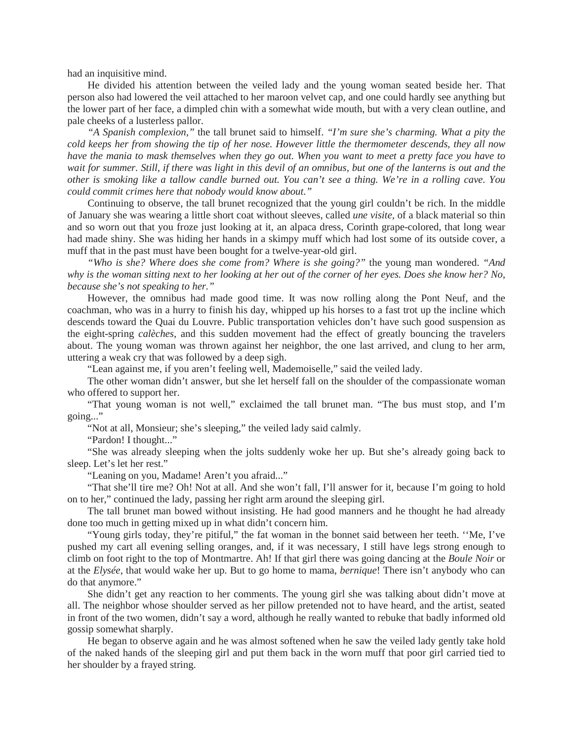had an inquisitive mind.

He divided his attention between the veiled lady and the young woman seated beside her. That person also had lowered the veil attached to her maroon velvet cap, and one could hardly see anything but the lower part of her face, a dimpled chin with a somewhat wide mouth, but with a very clean outline, and pale cheeks of a lusterless pallor.

*"A Spanish complexion,"* the tall brunet said to himself. *"I'm sure she's charming. What a pity the cold keeps her from showing the tip of her nose. However little the thermometer descends, they all now have the mania to mask themselves when they go out. When you want to meet a pretty face you have to wait for summer. Still, if there was light in this devil of an omnibus, but one of the lanterns is out and the other is smoking like a tallow candle burned out. You can't see a thing. We're in a rolling cave. You could commit crimes here that nobody would know about."*

Continuing to observe, the tall brunet recognized that the young girl couldn't be rich. In the middle of January she was wearing a little short coat without sleeves, called *une visite,* of a black material so thin and so worn out that you froze just looking at it, an alpaca dress, Corinth grape-colored, that long wear had made shiny. She was hiding her hands in a skimpy muff which had lost some of its outside cover, a muff that in the past must have been bought for a twelve-year-old girl.

*"Who is she? Where does she come from? Where is she going?"* the young man wondered. *"And why is the woman sitting next to her looking at her out of the corner of her eyes. Does she know her? No, because she's not speaking to her."*

However, the omnibus had made good time. It was now rolling along the Pont Neuf, and the coachman, who was in a hurry to finish his day, whipped up his horses to a fast trot up the incline which descends toward the Quai du Louvre. Public transportation vehicles don't have such good suspension as the eight-spring *calèches*, and this sudden movement had the effect of greatly bouncing the travelers about. The young woman was thrown against her neighbor, the one last arrived, and clung to her arm, uttering a weak cry that was followed by a deep sigh.

"Lean against me, if you aren't feeling well, Mademoiselle," said the veiled lady.

The other woman didn't answer, but she let herself fall on the shoulder of the compassionate woman who offered to support her.

"That young woman is not well," exclaimed the tall brunet man. "The bus must stop, and I'm going..."

"Not at all, Monsieur; she's sleeping," the veiled lady said calmly.

"Pardon! I thought..."

"She was already sleeping when the jolts suddenly woke her up. But she's already going back to sleep. Let's let her rest."

"Leaning on you, Madame! Aren't you afraid..."

"That she'll tire me? Oh! Not at all. And she won't fall, I'll answer for it, because I'm going to hold on to her," continued the lady, passing her right arm around the sleeping girl.

The tall brunet man bowed without insisting. He had good manners and he thought he had already done too much in getting mixed up in what didn't concern him.

"Young girls today, they're pitiful," the fat woman in the bonnet said between her teeth. ''Me, I've pushed my cart all evening selling oranges, and, if it was necessary, I still have legs strong enough to climb on foot right to the top of Montmartre. Ah! If that girl there was going dancing at the *Boule Noir* or at the *Elysée*, that would wake her up. But to go home to mama, *bernique*! There isn't anybody who can do that anymore."

She didn't get any reaction to her comments. The young girl she was talking about didn't move at all. The neighbor whose shoulder served as her pillow pretended not to have heard, and the artist, seated in front of the two women, didn't say a word, although he really wanted to rebuke that badly informed old gossip somewhat sharply.

He began to observe again and he was almost softened when he saw the veiled lady gently take hold of the naked hands of the sleeping girl and put them back in the worn muff that poor girl carried tied to her shoulder by a frayed string.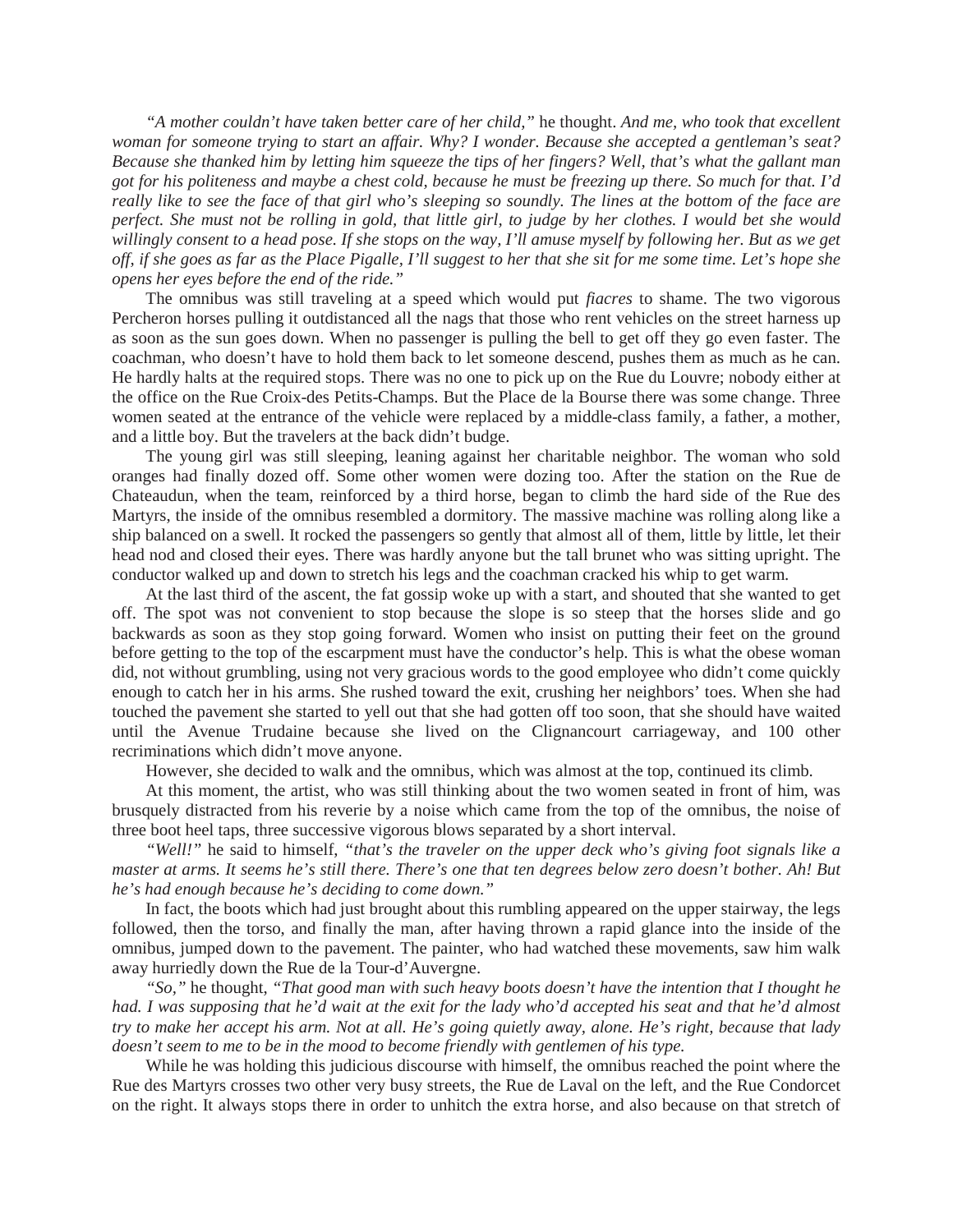*"A mother couldn't have taken better care of her child,"* he thought. *And me, who took that excellent woman for someone trying to start an affair. Why? I wonder. Because she accepted a gentleman's seat? Because she thanked him by letting him squeeze the tips of her fingers? Well, that's what the gallant man got for his politeness and maybe a chest cold, because he must be freezing up there. So much for that. I'd really like to see the face of that girl who's sleeping so soundly. The lines at the bottom of the face are perfect. She must not be rolling in gold, that little girl, to judge by her clothes. I would bet she would willingly consent to a head pose. If she stops on the way, I'll amuse myself by following her. But as we get off, if she goes as far as the Place Pigalle, I'll suggest to her that she sit for me some time. Let's hope she opens her eyes before the end of the ride."*

The omnibus was still traveling at a speed which would put *fiacres* to shame. The two vigorous Percheron horses pulling it outdistanced all the nags that those who rent vehicles on the street harness up as soon as the sun goes down. When no passenger is pulling the bell to get off they go even faster. The coachman, who doesn't have to hold them back to let someone descend, pushes them as much as he can. He hardly halts at the required stops. There was no one to pick up on the Rue du Louvre; nobody either at the office on the Rue Croix-des Petits-Champs. But the Place de la Bourse there was some change. Three women seated at the entrance of the vehicle were replaced by a middle-class family, a father, a mother, and a little boy. But the travelers at the back didn't budge.

The young girl was still sleeping, leaning against her charitable neighbor. The woman who sold oranges had finally dozed off. Some other women were dozing too. After the station on the Rue de Chateaudun, when the team, reinforced by a third horse, began to climb the hard side of the Rue des Martyrs, the inside of the omnibus resembled a dormitory. The massive machine was rolling along like a ship balanced on a swell. It rocked the passengers so gently that almost all of them, little by little, let their head nod and closed their eyes. There was hardly anyone but the tall brunet who was sitting upright. The conductor walked up and down to stretch his legs and the coachman cracked his whip to get warm.

At the last third of the ascent, the fat gossip woke up with a start, and shouted that she wanted to get off. The spot was not convenient to stop because the slope is so steep that the horses slide and go backwards as soon as they stop going forward. Women who insist on putting their feet on the ground before getting to the top of the escarpment must have the conductor's help. This is what the obese woman did, not without grumbling, using not very gracious words to the good employee who didn't come quickly enough to catch her in his arms. She rushed toward the exit, crushing her neighbors' toes. When she had touched the pavement she started to yell out that she had gotten off too soon, that she should have waited until the Avenue Trudaine because she lived on the Clignancourt carriageway, and 100 other recriminations which didn't move anyone.

However, she decided to walk and the omnibus, which was almost at the top, continued its climb.

At this moment, the artist, who was still thinking about the two women seated in front of him, was brusquely distracted from his reverie by a noise which came from the top of the omnibus, the noise of three boot heel taps, three successive vigorous blows separated by a short interval.

*"Well!"* he said to himself, *"that's the traveler on the upper deck who's giving foot signals like a master at arms. It seems he's still there. There's one that ten degrees below zero doesn't bother. Ah! But he's had enough because he's deciding to come down."*

In fact, the boots which had just brought about this rumbling appeared on the upper stairway, the legs followed, then the torso, and finally the man, after having thrown a rapid glance into the inside of the omnibus, jumped down to the pavement. The painter, who had watched these movements, saw him walk away hurriedly down the Rue de la Tour-d'Auvergne.

*"So,"* he thought, *"That good man with such heavy boots doesn't have the intention that I thought he had. I was supposing that he'd wait at the exit for the lady who'd accepted his seat and that he'd almost try to make her accept his arm. Not at all. He's going quietly away, alone. He's right, because that lady doesn't seem to me to be in the mood to become friendly with gentlemen of his type.*

While he was holding this judicious discourse with himself, the omnibus reached the point where the Rue des Martyrs crosses two other very busy streets, the Rue de Laval on the left, and the Rue Condorcet on the right. It always stops there in order to unhitch the extra horse, and also because on that stretch of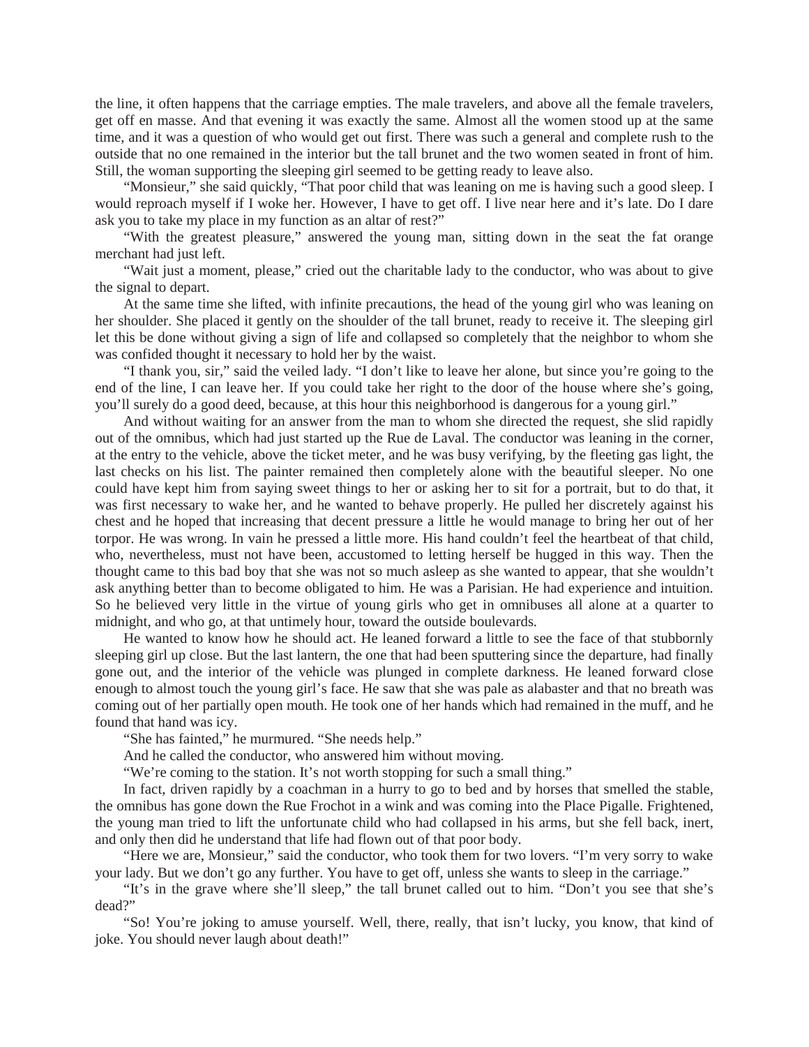the line, it often happens that the carriage empties. The male travelers, and above all the female travelers, get off en masse. And that evening it was exactly the same. Almost all the women stood up at the same time, and it was a question of who would get out first. There was such a general and complete rush to the outside that no one remained in the interior but the tall brunet and the two women seated in front of him. Still, the woman supporting the sleeping girl seemed to be getting ready to leave also.

"Monsieur," she said quickly, "That poor child that was leaning on me is having such a good sleep. I would reproach myself if I woke her. However, I have to get off. I live near here and it's late. Do I dare ask you to take my place in my function as an altar of rest?"

"With the greatest pleasure," answered the young man, sitting down in the seat the fat orange merchant had just left.

"Wait just a moment, please," cried out the charitable lady to the conductor, who was about to give the signal to depart.

At the same time she lifted, with infinite precautions, the head of the young girl who was leaning on her shoulder. She placed it gently on the shoulder of the tall brunet, ready to receive it. The sleeping girl let this be done without giving a sign of life and collapsed so completely that the neighbor to whom she was confided thought it necessary to hold her by the waist.

"I thank you, sir," said the veiled lady. "I don't like to leave her alone, but since you're going to the end of the line, I can leave her. If you could take her right to the door of the house where she's going, you'll surely do a good deed, because, at this hour this neighborhood is dangerous for a young girl."

And without waiting for an answer from the man to whom she directed the request, she slid rapidly out of the omnibus, which had just started up the Rue de Laval. The conductor was leaning in the corner, at the entry to the vehicle, above the ticket meter, and he was busy verifying, by the fleeting gas light, the last checks on his list. The painter remained then completely alone with the beautiful sleeper. No one could have kept him from saying sweet things to her or asking her to sit for a portrait, but to do that, it was first necessary to wake her, and he wanted to behave properly. He pulled her discretely against his chest and he hoped that increasing that decent pressure a little he would manage to bring her out of her torpor. He was wrong. In vain he pressed a little more. His hand couldn't feel the heartbeat of that child, who, nevertheless, must not have been, accustomed to letting herself be hugged in this way. Then the thought came to this bad boy that she was not so much asleep as she wanted to appear, that she wouldn't ask anything better than to become obligated to him. He was a Parisian. He had experience and intuition. So he believed very little in the virtue of young girls who get in omnibuses all alone at a quarter to midnight, and who go, at that untimely hour, toward the outside boulevards.

He wanted to know how he should act. He leaned forward a little to see the face of that stubbornly sleeping girl up close. But the last lantern, the one that had been sputtering since the departure, had finally gone out, and the interior of the vehicle was plunged in complete darkness. He leaned forward close enough to almost touch the young girl's face. He saw that she was pale as alabaster and that no breath was coming out of her partially open mouth. He took one of her hands which had remained in the muff, and he found that hand was icy.

"She has fainted," he murmured. "She needs help."

And he called the conductor, who answered him without moving.

"We're coming to the station. It's not worth stopping for such a small thing."

In fact, driven rapidly by a coachman in a hurry to go to bed and by horses that smelled the stable, the omnibus has gone down the Rue Frochot in a wink and was coming into the Place Pigalle. Frightened, the young man tried to lift the unfortunate child who had collapsed in his arms, but she fell back, inert, and only then did he understand that life had flown out of that poor body.

"Here we are, Monsieur," said the conductor, who took them for two lovers. "I'm very sorry to wake your lady. But we don't go any further. You have to get off, unless she wants to sleep in the carriage."

"It's in the grave where she'll sleep," the tall brunet called out to him. "Don't you see that she's dead?"

"So! You're joking to amuse yourself. Well, there, really, that isn't lucky, you know, that kind of joke. You should never laugh about death!"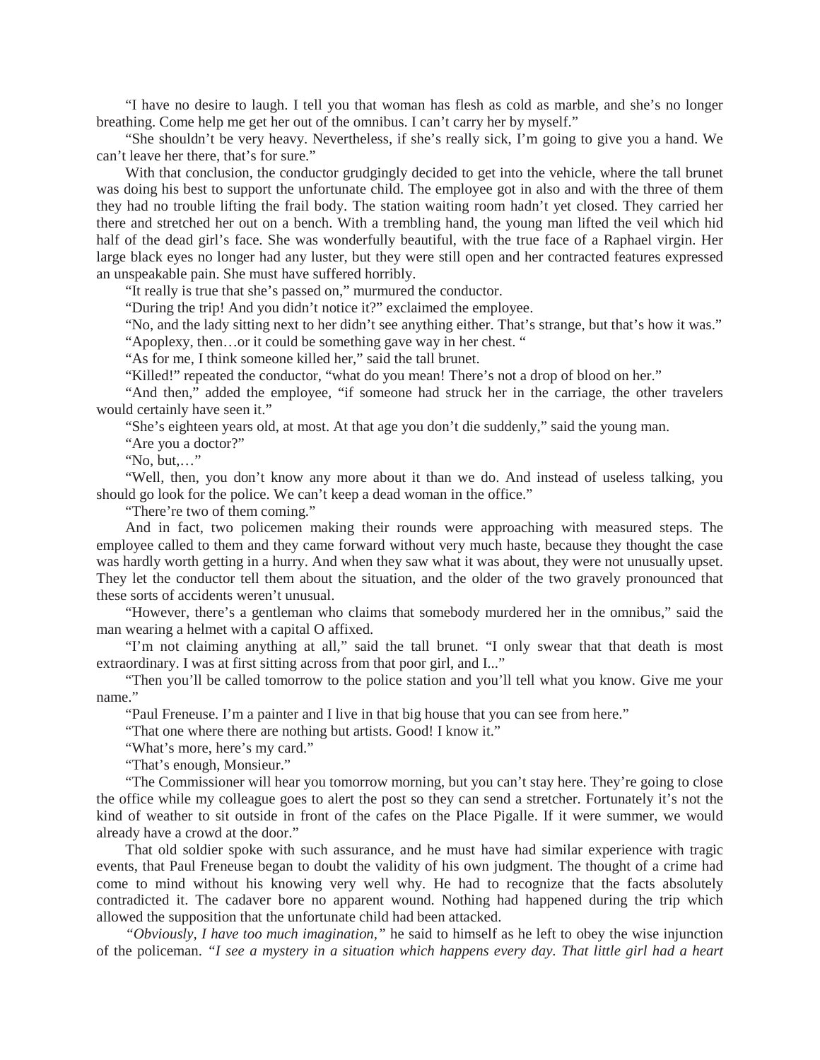"I have no desire to laugh. I tell you that woman has flesh as cold as marble, and she's no longer breathing. Come help me get her out of the omnibus. I can't carry her by myself."

"She shouldn't be very heavy. Nevertheless, if she's really sick, I'm going to give you a hand. We can't leave her there, that's for sure."

With that conclusion, the conductor grudgingly decided to get into the vehicle, where the tall brunet was doing his best to support the unfortunate child. The employee got in also and with the three of them they had no trouble lifting the frail body. The station waiting room hadn't yet closed. They carried her there and stretched her out on a bench. With a trembling hand, the young man lifted the veil which hid half of the dead girl's face. She was wonderfully beautiful, with the true face of a Raphael virgin. Her large black eyes no longer had any luster, but they were still open and her contracted features expressed an unspeakable pain. She must have suffered horribly.

"It really is true that she's passed on," murmured the conductor.

"During the trip! And you didn't notice it?" exclaimed the employee.

"No, and the lady sitting next to her didn't see anything either. That's strange, but that's how it was."

"Apoplexy, then…or it could be something gave way in her chest. "

"As for me, I think someone killed her," said the tall brunet.

"Killed!" repeated the conductor, "what do you mean! There's not a drop of blood on her."

"And then," added the employee, "if someone had struck her in the carriage, the other travelers would certainly have seen it."

"She's eighteen years old, at most. At that age you don't die suddenly," said the young man.

"Are you a doctor?"

"No, but,…"

"Well, then, you don't know any more about it than we do. And instead of useless talking, you should go look for the police. We can't keep a dead woman in the office."

"There're two of them coming."

And in fact, two policemen making their rounds were approaching with measured steps. The employee called to them and they came forward without very much haste, because they thought the case was hardly worth getting in a hurry. And when they saw what it was about, they were not unusually upset. They let the conductor tell them about the situation, and the older of the two gravely pronounced that these sorts of accidents weren't unusual.

"However, there's a gentleman who claims that somebody murdered her in the omnibus," said the man wearing a helmet with a capital O affixed.

"I'm not claiming anything at all," said the tall brunet. "I only swear that that death is most extraordinary. I was at first sitting across from that poor girl, and I..."

"Then you'll be called tomorrow to the police station and you'll tell what you know. Give me your name."

"Paul Freneuse. I'm a painter and I live in that big house that you can see from here."

"That one where there are nothing but artists. Good! I know it."

"What's more, here's my card."

"That's enough, Monsieur."

"The Commissioner will hear you tomorrow morning, but you can't stay here. They're going to close the office while my colleague goes to alert the post so they can send a stretcher. Fortunately it's not the kind of weather to sit outside in front of the cafes on the Place Pigalle. If it were summer, we would already have a crowd at the door."

That old soldier spoke with such assurance, and he must have had similar experience with tragic events, that Paul Freneuse began to doubt the validity of his own judgment. The thought of a crime had come to mind without his knowing very well why. He had to recognize that the facts absolutely contradicted it. The cadaver bore no apparent wound. Nothing had happened during the trip which allowed the supposition that the unfortunate child had been attacked.

*"Obviously, I have too much imagination,"* he said to himself as he left to obey the wise injunction of the policeman. *"I see a mystery in a situation which happens every day. That little girl had a heart*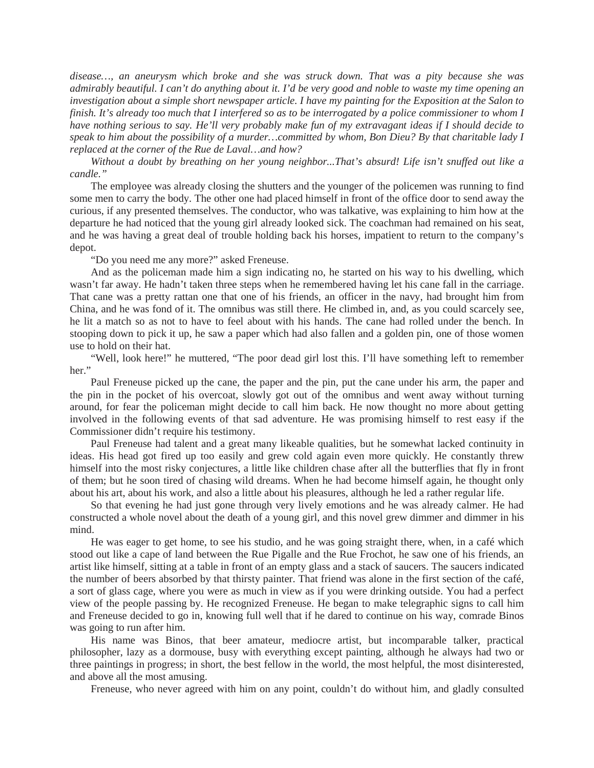*disease…, an aneurysm which broke and she was struck down. That was a pity because she was admirably beautiful. I can't do anything about it. I'd be very good and noble to waste my time opening an investigation about a simple short newspaper article. I have my painting for the Exposition at the Salon to finish. It's already too much that I interfered so as to be interrogated by a police commissioner to whom I have nothing serious to say. He'll very probably make fun of my extravagant ideas if I should decide to speak to him about the possibility of a murder…committed by whom, Bon Dieu? By that charitable lady I replaced at the corner of the Rue de Laval…and how?*

*Without a doubt by breathing on her young neighbor...That's absurd! Life isn't snuffed out like a candle."*

The employee was already closing the shutters and the younger of the policemen was running to find some men to carry the body. The other one had placed himself in front of the office door to send away the curious, if any presented themselves. The conductor, who was talkative, was explaining to him how at the departure he had noticed that the young girl already looked sick. The coachman had remained on his seat, and he was having a great deal of trouble holding back his horses, impatient to return to the company's depot.

"Do you need me any more?" asked Freneuse.

And as the policeman made him a sign indicating no, he started on his way to his dwelling, which wasn't far away. He hadn't taken three steps when he remembered having let his cane fall in the carriage. That cane was a pretty rattan one that one of his friends, an officer in the navy, had brought him from China, and he was fond of it. The omnibus was still there. He climbed in, and, as you could scarcely see, he lit a match so as not to have to feel about with his hands. The cane had rolled under the bench. In stooping down to pick it up, he saw a paper which had also fallen and a golden pin, one of those women use to hold on their hat.

"Well, look here!" he muttered, "The poor dead girl lost this. I'll have something left to remember her."

Paul Freneuse picked up the cane, the paper and the pin, put the cane under his arm, the paper and the pin in the pocket of his overcoat, slowly got out of the omnibus and went away without turning around, for fear the policeman might decide to call him back. He now thought no more about getting involved in the following events of that sad adventure. He was promising himself to rest easy if the Commissioner didn't require his testimony.

Paul Freneuse had talent and a great many likeable qualities, but he somewhat lacked continuity in ideas. His head got fired up too easily and grew cold again even more quickly. He constantly threw himself into the most risky conjectures, a little like children chase after all the butterflies that fly in front of them; but he soon tired of chasing wild dreams. When he had become himself again, he thought only about his art, about his work, and also a little about his pleasures, although he led a rather regular life.

So that evening he had just gone through very lively emotions and he was already calmer. He had constructed a whole novel about the death of a young girl, and this novel grew dimmer and dimmer in his mind.

He was eager to get home, to see his studio, and he was going straight there, when, in a café which stood out like a cape of land between the Rue Pigalle and the Rue Frochot, he saw one of his friends, an artist like himself, sitting at a table in front of an empty glass and a stack of saucers. The saucers indicated the number of beers absorbed by that thirsty painter. That friend was alone in the first section of the café, a sort of glass cage, where you were as much in view as if you were drinking outside. You had a perfect view of the people passing by. He recognized Freneuse. He began to make telegraphic signs to call him and Freneuse decided to go in, knowing full well that if he dared to continue on his way, comrade Binos was going to run after him.

His name was Binos, that beer amateur, mediocre artist, but incomparable talker, practical philosopher, lazy as a dormouse, busy with everything except painting, although he always had two or three paintings in progress; in short, the best fellow in the world, the most helpful, the most disinterested, and above all the most amusing.

Freneuse, who never agreed with him on any point, couldn't do without him, and gladly consulted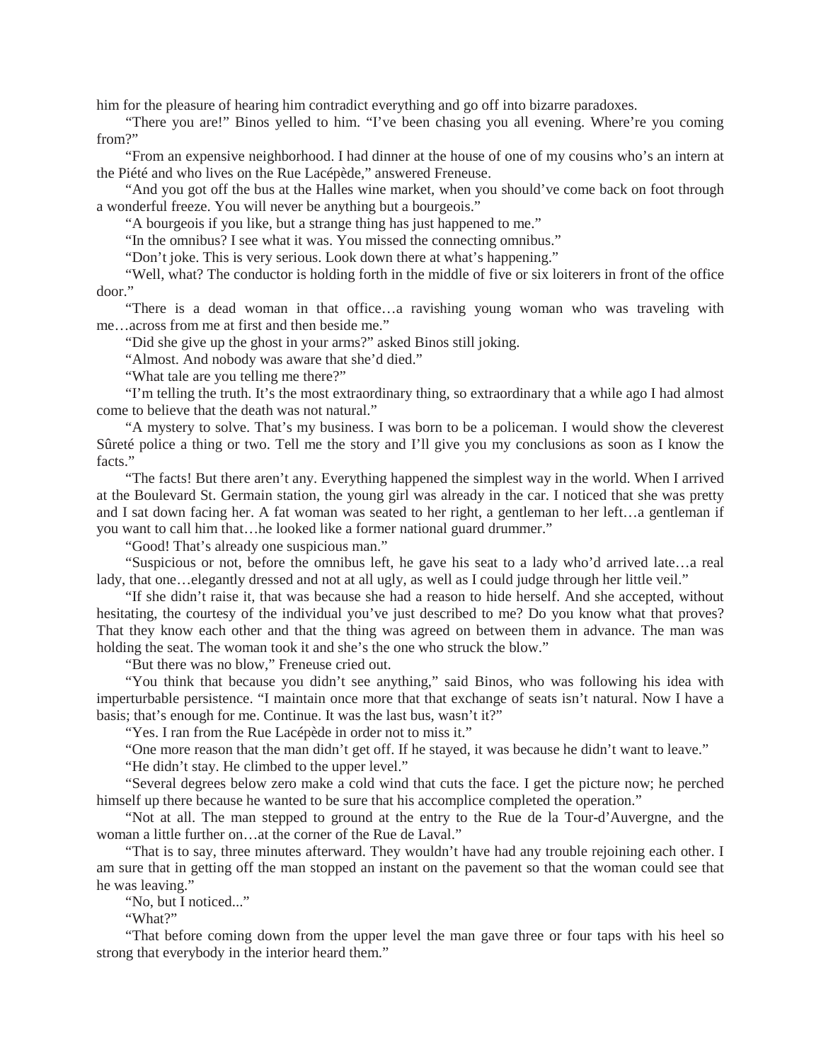him for the pleasure of hearing him contradict everything and go off into bizarre paradoxes.

"There you are!" Binos yelled to him. "I've been chasing you all evening. Where're you coming from?"

"From an expensive neighborhood. I had dinner at the house of one of my cousins who's an intern at the Piété and who lives on the Rue Lacépède," answered Freneuse.

"And you got off the bus at the Halles wine market, when you should've come back on foot through a wonderful freeze. You will never be anything but a bourgeois."

"A bourgeois if you like, but a strange thing has just happened to me."

"In the omnibus? I see what it was. You missed the connecting omnibus."

"Don't joke. This is very serious. Look down there at what's happening."

"Well, what? The conductor is holding forth in the middle of five or six loiterers in front of the office door."

"There is a dead woman in that office…a ravishing young woman who was traveling with me…across from me at first and then beside me."

"Did she give up the ghost in your arms?" asked Binos still joking.

"Almost. And nobody was aware that she'd died."

"What tale are you telling me there?"

"I'm telling the truth. It's the most extraordinary thing, so extraordinary that a while ago I had almost come to believe that the death was not natural."

"A mystery to solve. That's my business. I was born to be a policeman. I would show the cleverest Sûreté police a thing or two. Tell me the story and I'll give you my conclusions as soon as I know the facts."

"The facts! But there aren't any. Everything happened the simplest way in the world. When I arrived at the Boulevard St. Germain station, the young girl was already in the car. I noticed that she was pretty and I sat down facing her. A fat woman was seated to her right, a gentleman to her left…a gentleman if you want to call him that…he looked like a former national guard drummer."

"Good! That's already one suspicious man."

"Suspicious or not, before the omnibus left, he gave his seat to a lady who'd arrived late…a real lady, that one…elegantly dressed and not at all ugly, as well as I could judge through her little veil."

"If she didn't raise it, that was because she had a reason to hide herself. And she accepted, without hesitating, the courtesy of the individual you've just described to me? Do you know what that proves? That they know each other and that the thing was agreed on between them in advance. The man was holding the seat. The woman took it and she's the one who struck the blow."

"But there was no blow," Freneuse cried out.

"You think that because you didn't see anything," said Binos, who was following his idea with imperturbable persistence. "I maintain once more that that exchange of seats isn't natural. Now I have a basis; that's enough for me. Continue. It was the last bus, wasn't it?"

"Yes. I ran from the Rue Lacépède in order not to miss it."

"One more reason that the man didn't get off. If he stayed, it was because he didn't want to leave."

"He didn't stay. He climbed to the upper level."

"Several degrees below zero make a cold wind that cuts the face. I get the picture now; he perched himself up there because he wanted to be sure that his accomplice completed the operation."

"Not at all. The man stepped to ground at the entry to the Rue de la Tour-d'Auvergne, and the woman a little further on…at the corner of the Rue de Laval."

"That is to say, three minutes afterward. They wouldn't have had any trouble rejoining each other. I am sure that in getting off the man stopped an instant on the pavement so that the woman could see that he was leaving."

"No, but I noticed..."

"What?"

"That before coming down from the upper level the man gave three or four taps with his heel so strong that everybody in the interior heard them."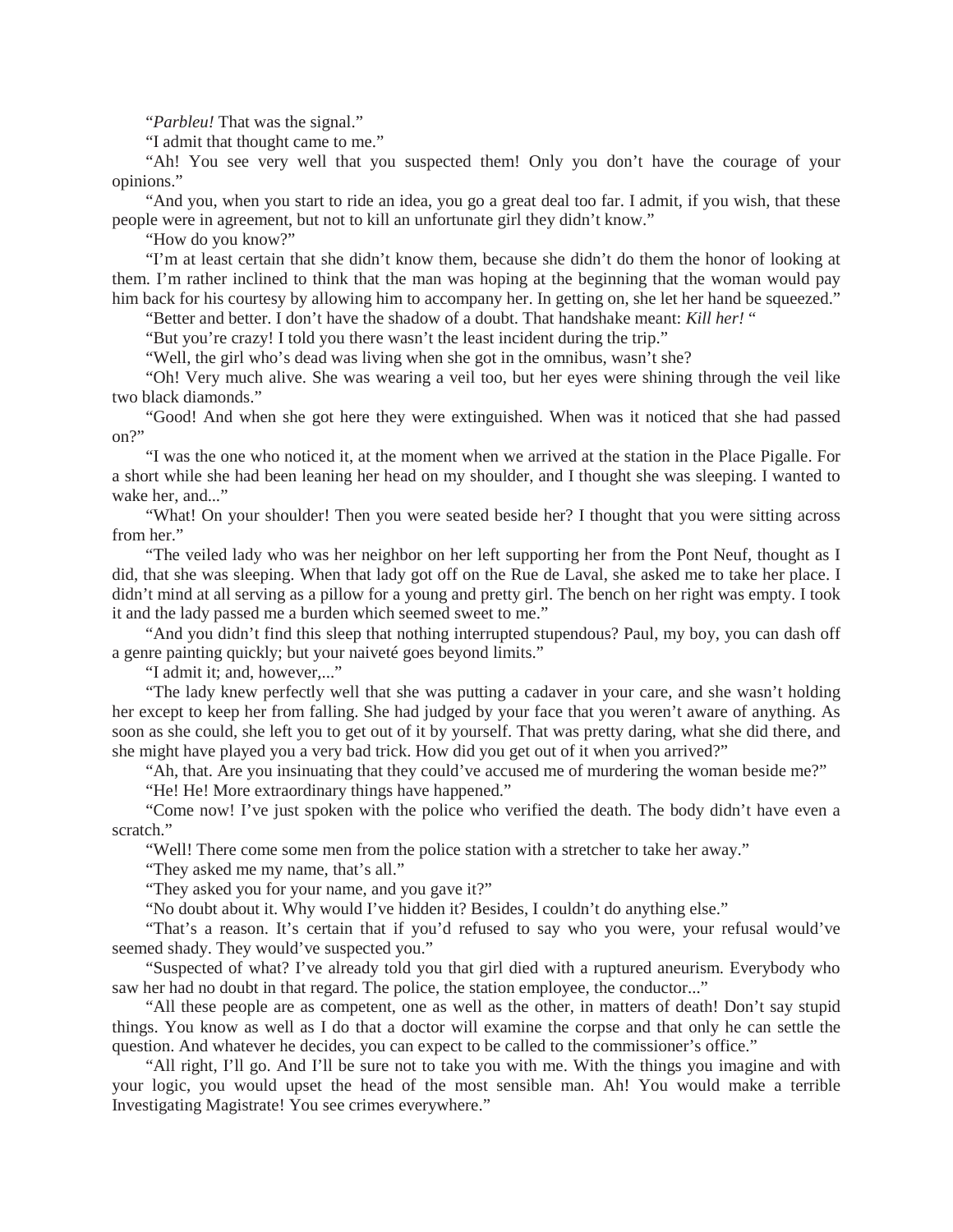“*Parbleu!* That was the signal.”

“I admit that thought came to me.”

“Ah! You see very well that you suspected them! Only you don’t have the courage of your opinions.”

“And you, when you start to ride an idea, you go a great deal too far. I admit, if you wish, that these people were in agreement, but not to kill an unfortunate girl they didn’t know.”

“How do you know?”

“I’m at least certain that she didn’t know them, because she didn’t do them the honor of looking at them. I’m rather inclined to think that the man was hoping at the beginning that the woman would pay him back for his courtesy by allowing him to accompany her. In getting on, she let her hand be squeezed.”

“Better and better. I don’t have the shadow of a doubt. That handshake meant: *Kill her!* “

“But you’re crazy! I told you there wasn’t the least incident during the trip.”

“Well, the girl who’s dead was living when she got in the omnibus, wasn’t she?

“Oh! Very much alive. She was wearing a veil too, but her eyes were shining through the veil like two black diamonds.”

“Good! And when she got here they were extinguished. When was it noticed that she had passed on?”

“I was the one who noticed it, at the moment when we arrived at the station in the Place Pigalle. For a short while she had been leaning her head on my shoulder, and I thought she was sleeping. I wanted to wake her, and...”

“What! On your shoulder! Then you were seated beside her? I thought that you were sitting across from her.”

“The veiled lady who was her neighbor on her left supporting her from the Pont Neuf, thought as I did, that she was sleeping. When that lady got off on the Rue de Laval, she asked me to take her place. I didn’t mind at all serving as a pillow for a young and pretty girl. The bench on her right was empty. I took it and the lady passed me a burden which seemed sweet to me.”

“And you didn’t find this sleep that nothing interrupted stupendous? Paul, my boy, you can dash off a genre painting quickly; but your naiveté goes beyond limits.”

“I admit it; and, however,...”

“The lady knew perfectly well that she was putting a cadaver in your care, and she wasn’t holding her except to keep her from falling. She had judged by your face that you weren’t aware of anything. As soon as she could, she left you to get out of it by yourself. That was pretty daring, what she did there, and she might have played you a very bad trick. How did you get out of it when you arrived?”

“Ah, that. Are you insinuating that they could’ve accused me of murdering the woman beside me?”

“He! He! More extraordinary things have happened.”

“Come now! I’ve just spoken with the police who verified the death. The body didn’t have even a scratch.”

“Well! There come some men from the police station with a stretcher to take her away.”

“They asked me my name, that’s all.”

“They asked you for your name, and you gave it?”

“No doubt about it. Why would I’ve hidden it? Besides, I couldn’t do anything else.”

“That’s a reason. It’s certain that if you’d refused to say who you were, your refusal would’ve seemed shady. They would’ve suspected you.”

“Suspected of what? I’ve already told you that girl died with a ruptured aneurism. Everybody who saw her had no doubt in that regard. The police, the station employee, the conductor...”

“All these people are as competent, one as well as the other, in matters of death! Don’t say stupid things. You know as well as I do that a doctor will examine the corpse and that only he can settle the question. And whatever he decides, you can expect to be called to the commissioner’s office.”

“All right, I’ll go. And I’ll be sure not to take you with me. With the things you imagine and with your logic, you would upset the head of the most sensible man. Ah! You would make a terrible Investigating Magistrate! You see crimes everywhere.”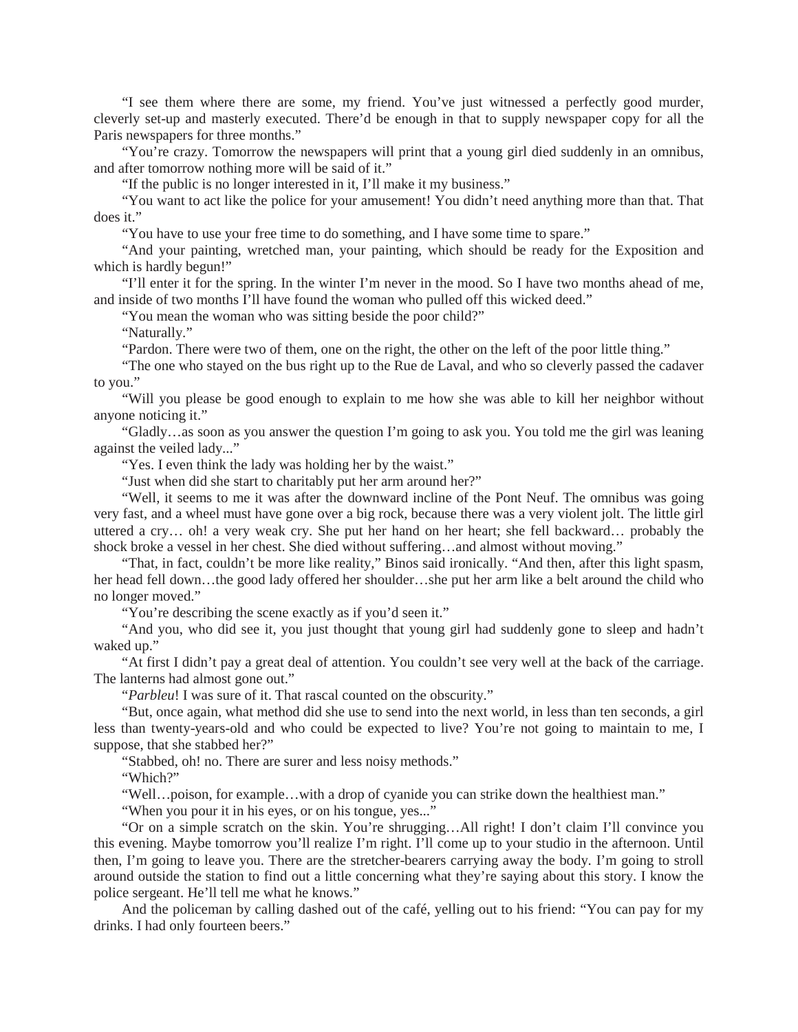"I see them where there are some, my friend. You've just witnessed a perfectly good murder, cleverly set-up and masterly executed. There'd be enough in that to supply newspaper copy for all the Paris newspapers for three months."

"You're crazy. Tomorrow the newspapers will print that a young girl died suddenly in an omnibus, and after tomorrow nothing more will be said of it."

"If the public is no longer interested in it, I'll make it my business."

"You want to act like the police for your amusement! You didn't need anything more than that. That does it."

"You have to use your free time to do something, and I have some time to spare."

"And your painting, wretched man, your painting, which should be ready for the Exposition and which is hardly begun!"

"I'll enter it for the spring. In the winter I'm never in the mood. So I have two months ahead of me, and inside of two months I'll have found the woman who pulled off this wicked deed."

"You mean the woman who was sitting beside the poor child?"

"Naturally."

"Pardon. There were two of them, one on the right, the other on the left of the poor little thing."

"The one who stayed on the bus right up to the Rue de Laval, and who so cleverly passed the cadaver to you."

"Will you please be good enough to explain to me how she was able to kill her neighbor without anyone noticing it."

"Gladly…as soon as you answer the question I'm going to ask you. You told me the girl was leaning against the veiled lady..."

"Yes. I even think the lady was holding her by the waist."

"Just when did she start to charitably put her arm around her?"

"Well, it seems to me it was after the downward incline of the Pont Neuf. The omnibus was going very fast, and a wheel must have gone over a big rock, because there was a very violent jolt. The little girl uttered a cry… oh! a very weak cry. She put her hand on her heart; she fell backward… probably the shock broke a vessel in her chest. She died without suffering…and almost without moving."

"That, in fact, couldn't be more like reality," Binos said ironically. "And then, after this light spasm, her head fell down…the good lady offered her shoulder…she put her arm like a belt around the child who no longer moved."

"You're describing the scene exactly as if you'd seen it."

"And you, who did see it, you just thought that young girl had suddenly gone to sleep and hadn't waked up."

"At first I didn't pay a great deal of attention. You couldn't see very well at the back of the carriage. The lanterns had almost gone out."

"*Parbleu*! I was sure of it. That rascal counted on the obscurity."

"But, once again, what method did she use to send into the next world, in less than ten seconds, a girl less than twenty-years-old and who could be expected to live? You're not going to maintain to me, I suppose, that she stabbed her?"

"Stabbed, oh! no. There are surer and less noisy methods."

"Which?"

"Well…poison, for example…with a drop of cyanide you can strike down the healthiest man."

"When you pour it in his eyes, or on his tongue, yes..."

"Or on a simple scratch on the skin. You're shrugging…All right! I don't claim I'll convince you this evening. Maybe tomorrow you'll realize I'm right. I'll come up to your studio in the afternoon. Until then, I'm going to leave you. There are the stretcher-bearers carrying away the body. I'm going to stroll around outside the station to find out a little concerning what they're saying about this story. I know the police sergeant. He'll tell me what he knows."

And the policeman by calling dashed out of the café, yelling out to his friend: "You can pay for my drinks. I had only fourteen beers."